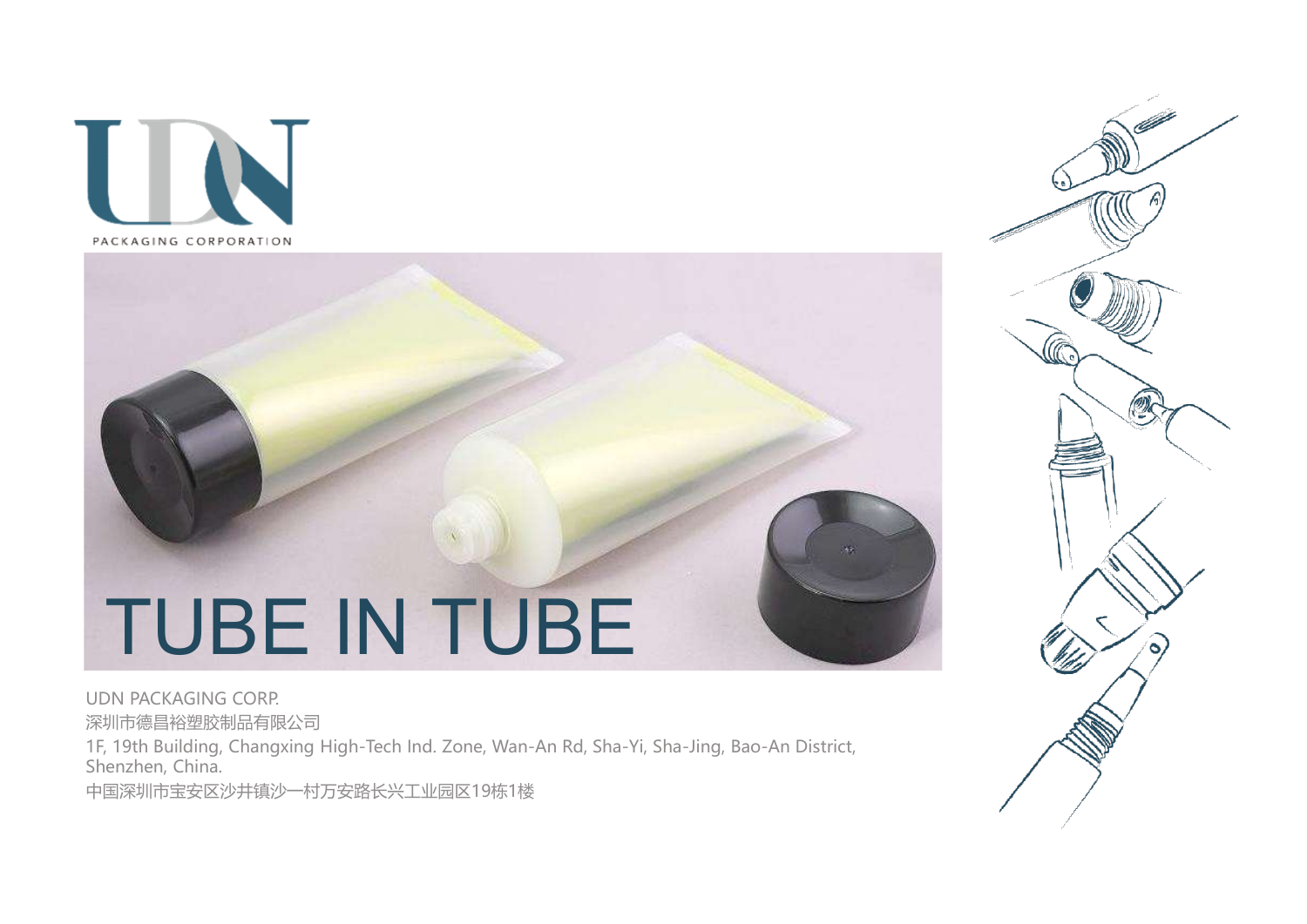UDN

PACKAGING CORPORATION

# TUBE IN TUBE

UDN PACKAGING CORP.

深圳市德昌裕塑胶制品有限公司

1F, 19th Building, Changxing High-Tech Ind. Zone, Wan-An Rd, Sha-Yi, Sha-Jing, Bao-An District, Shenzhen, China.

中国深圳市宝安区沙井镇沙一村万安路长兴工业园区19栋1楼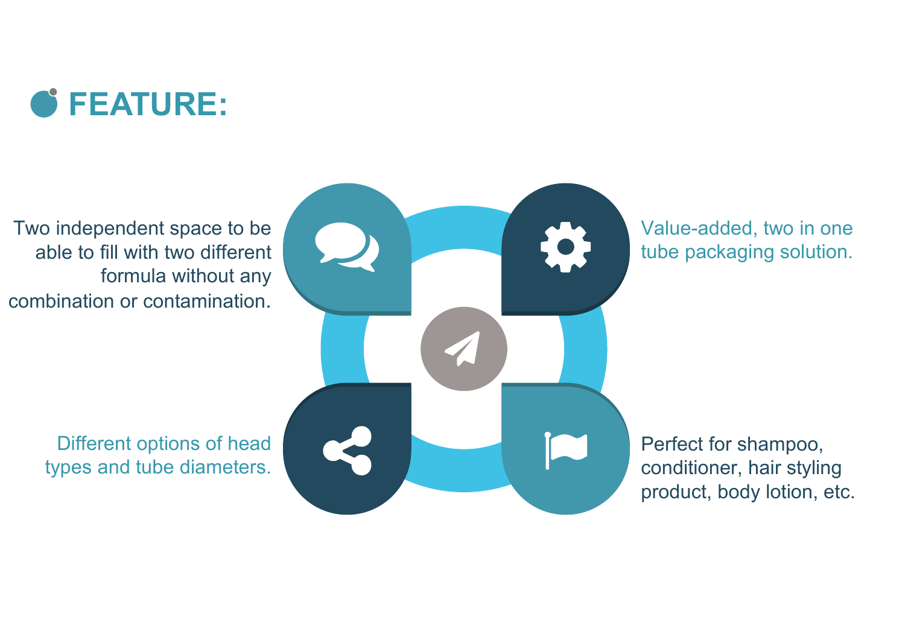# FEATURE:

- Two independent space to be able to fill with two different formula without any combination or contamination.
- Value-added, two in one tube packaging solution.
- Different options of head types and tube diameters.
- Perfect for shampoo, conditioner, hair styling product, body lotion, etc.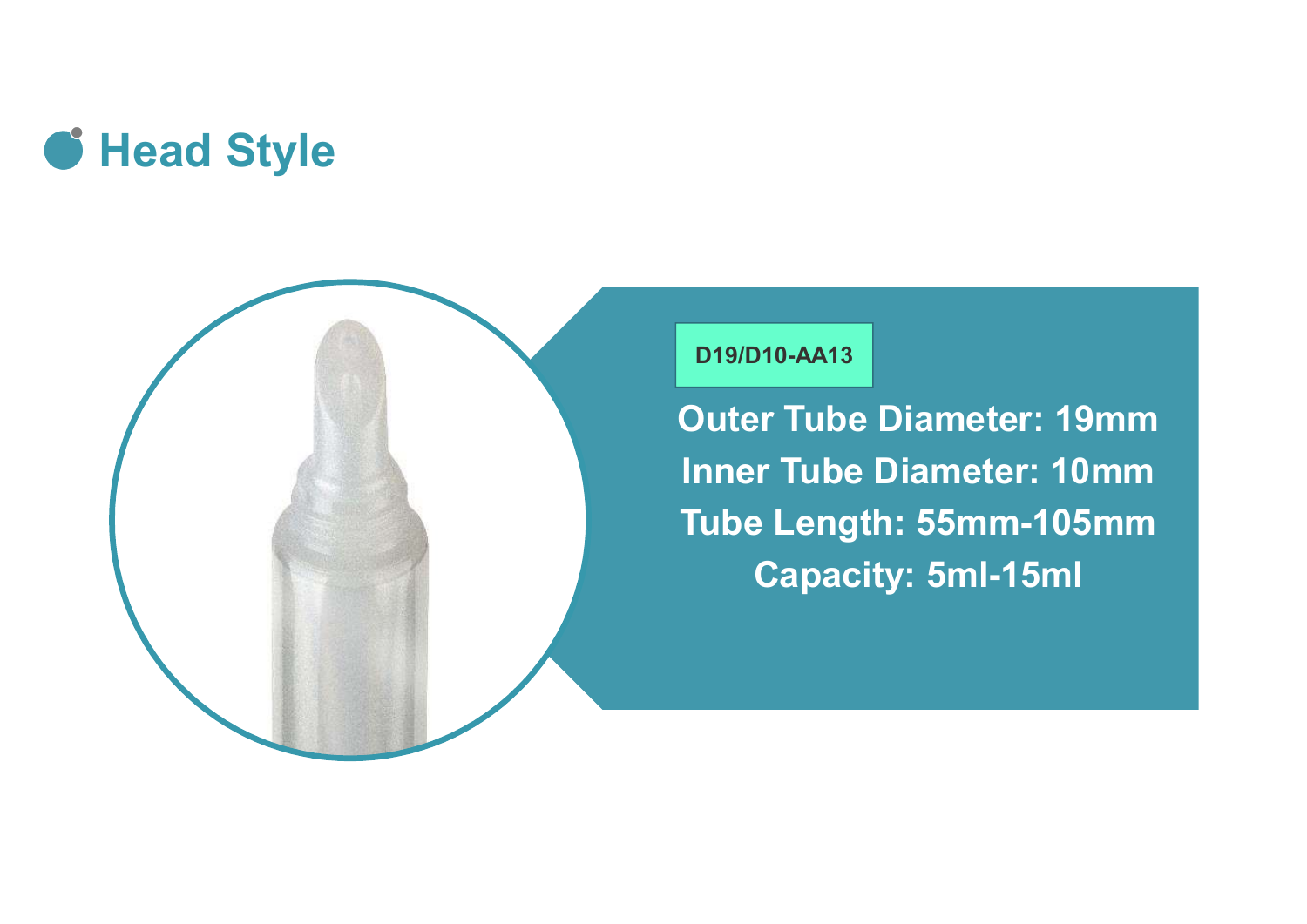# Head Style

**D19/D10-AA13**

Outer Tube Diameter: 19mm

Inner Tube Diameter: 10mm

Tube Length: 55mm-105mm

Capacity: 5ml-15ml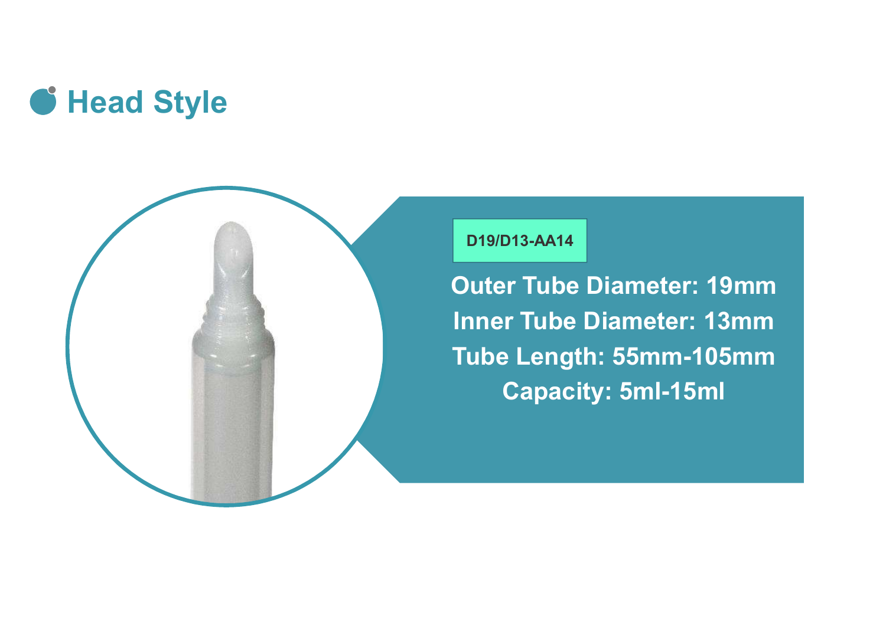## Head Style

**D19/D13-AA14**

**Outer Tube Diameter: 19mm**
**Inner Tube Diameter: 13mm**
**Tube Length: 55mm-105mm**
**Capacity: 5ml-15ml**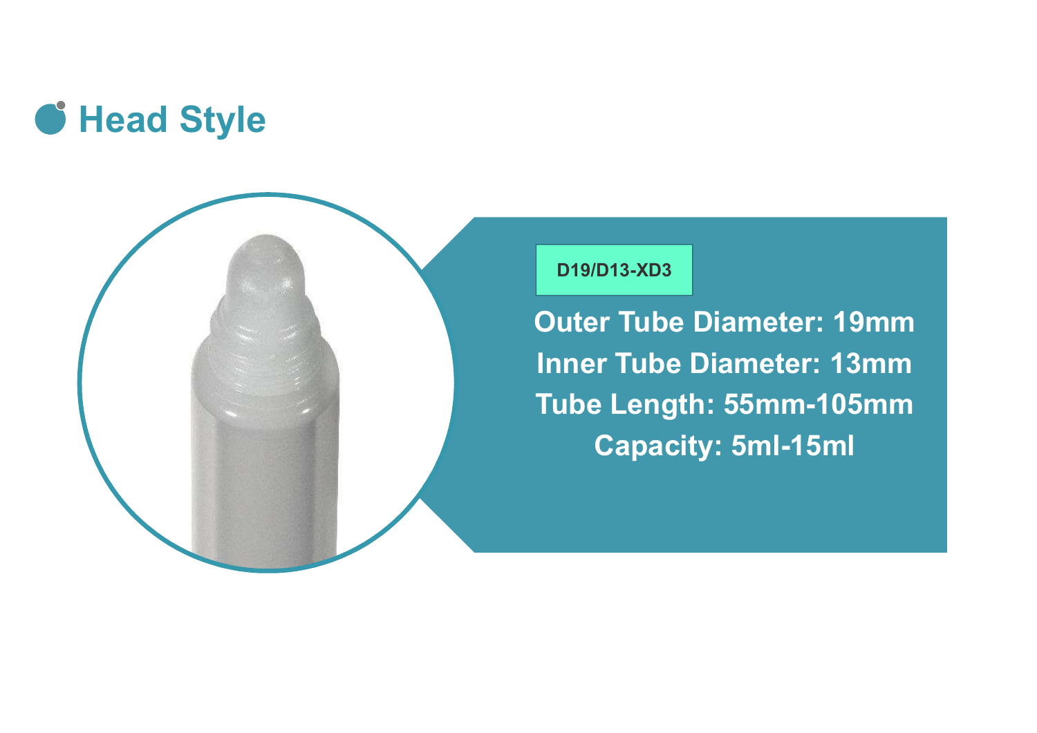# Head Style

**D19/D13-XD3**

**Outer Tube Diameter: 19mm**

**Inner Tube Diameter: 13mm**

**Tube Length: 55mm-105mm**

**Capacity: 5ml-15ml**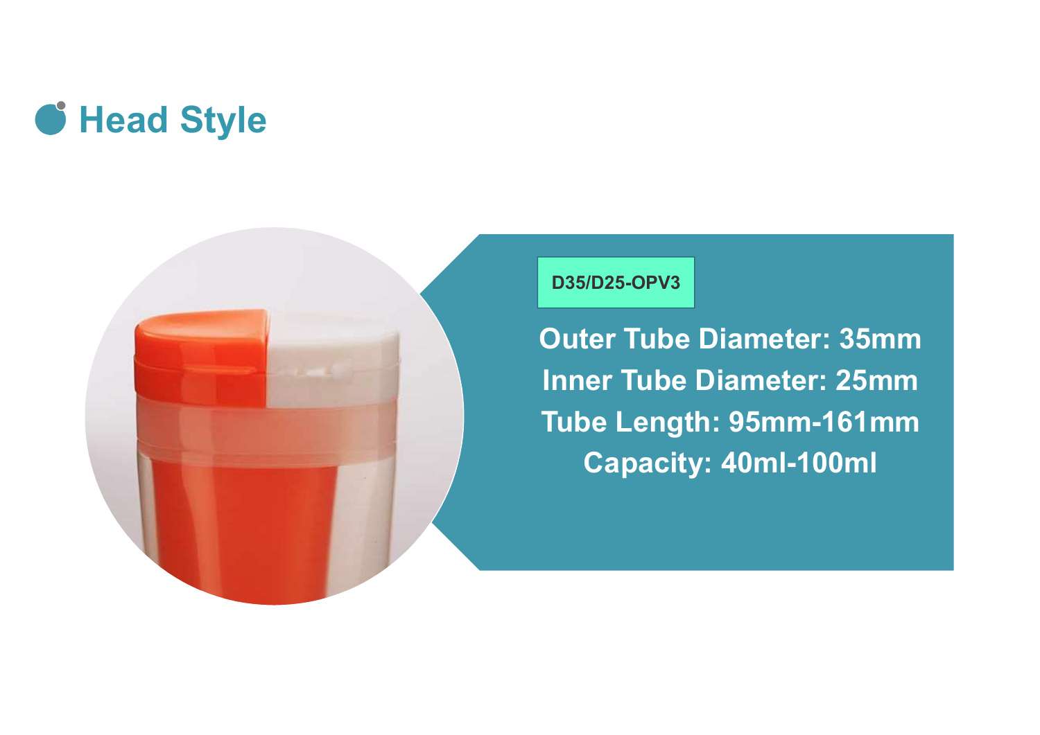# Head Style

**D35/D25-OPV3**

**Outer Tube Diameter: 35mm**

**Inner Tube Diameter: 25mm**

**Tube Length: 95mm-161mm**

**Capacity: 40ml-100ml**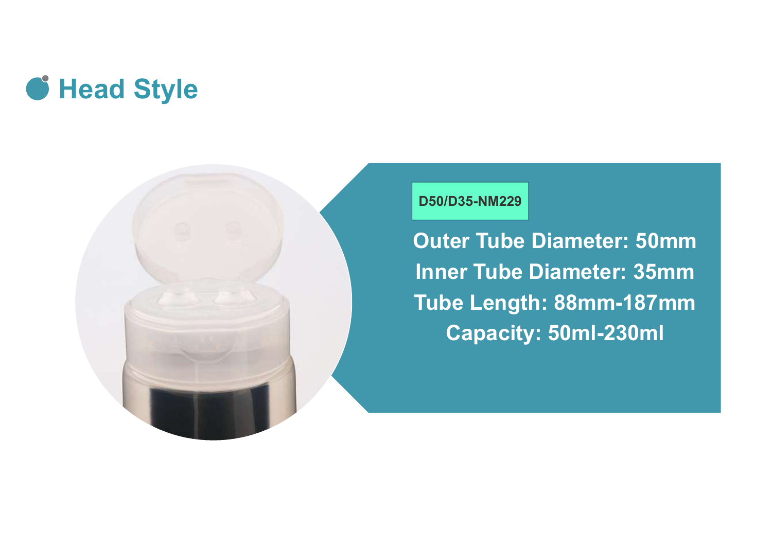# Head Style

**D50/D35-NM229**

**Outer Tube Diameter: 50mm**
**Inner Tube Diameter: 35mm**
**Tube Length: 88mm-187mm**
**Capacity: 50ml-230ml**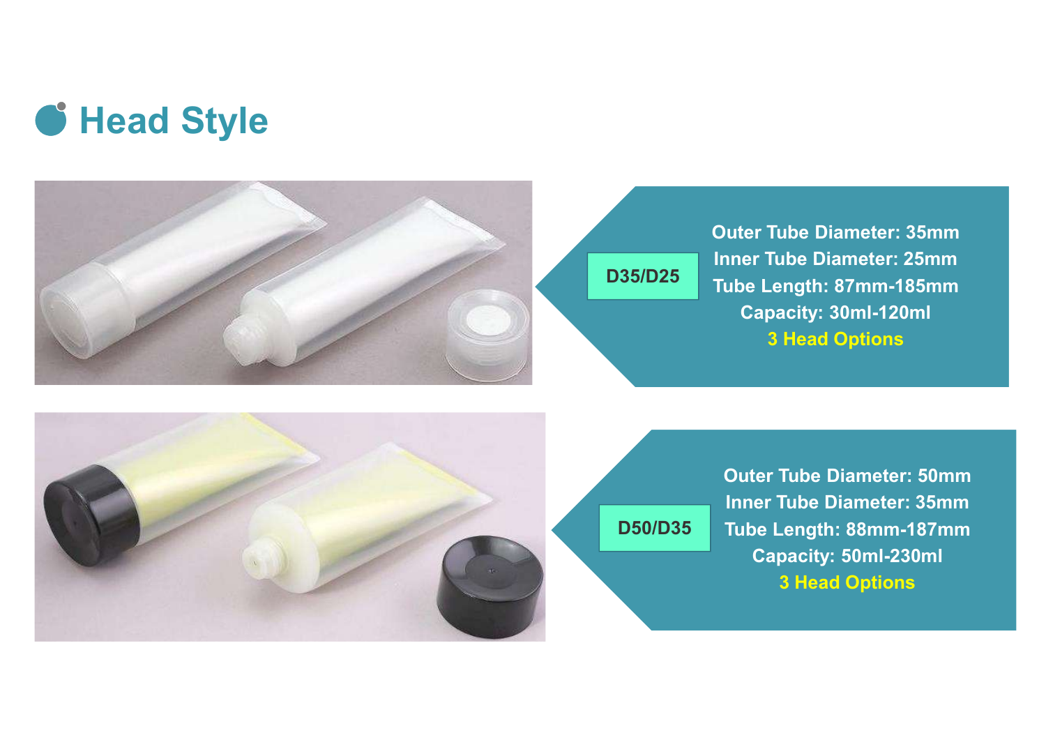# Head Style

**D35/D25**

Outer Tube Diameter: 35mm
Inner Tube Diameter: 25mm
Tube Length: 87mm-185mm
Capacity: 30ml-120ml
3 Head Options

**D50/D35**

Outer Tube Diameter: 50mm
Inner Tube Diameter: 35mm
Tube Length: 88mm-187mm
Capacity: 50ml-230ml
3 Head Options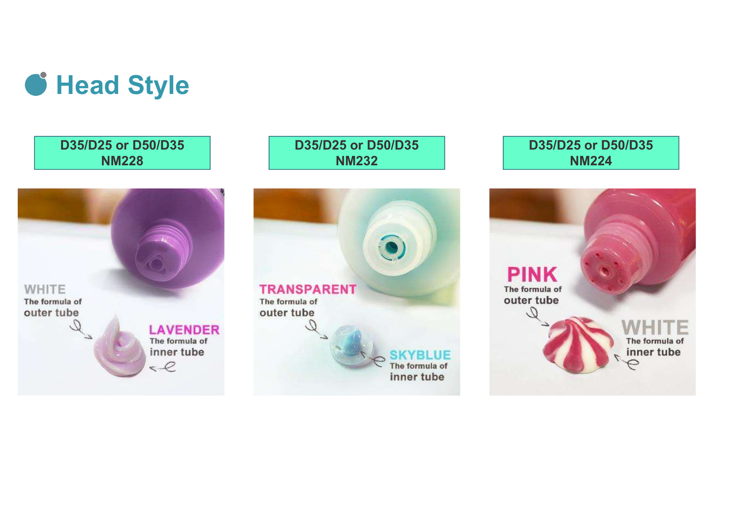# Head Style

| D35/D25 or D50/D35<br>NM228 | D35/D25 or D50/D35<br>NM232 | D35/D25 or D50/D35<br>NM224 |
|---|---|---|
| WHITE The formula of outer tube<br>LAVENDER The formula of inner tube | TRANSPARENT The formula of outer tube<br>SKYBLUE The formula of inner tube | PINK The formula of outer tube<br>WHITE The formula of inner tube |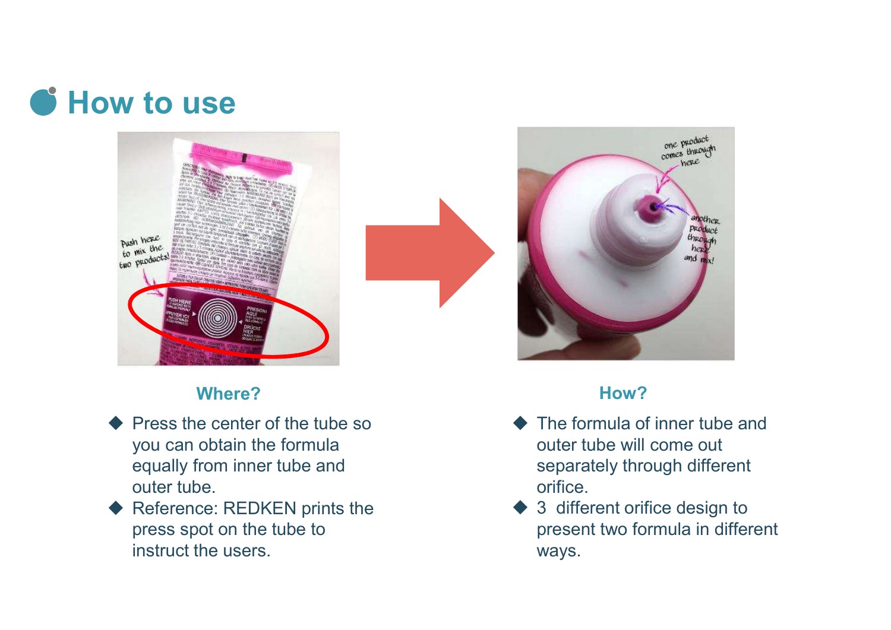# How to use

### Where?

- Press the center of the tube so you can obtain the formula equally from inner tube and outer tube.
- Reference: REDKEN prints the press spot on the tube to instruct the users.

### How?

- The formula of inner tube and outer tube will come out separately through different orifice.
- 3 different orifice design to present two formula in different ways.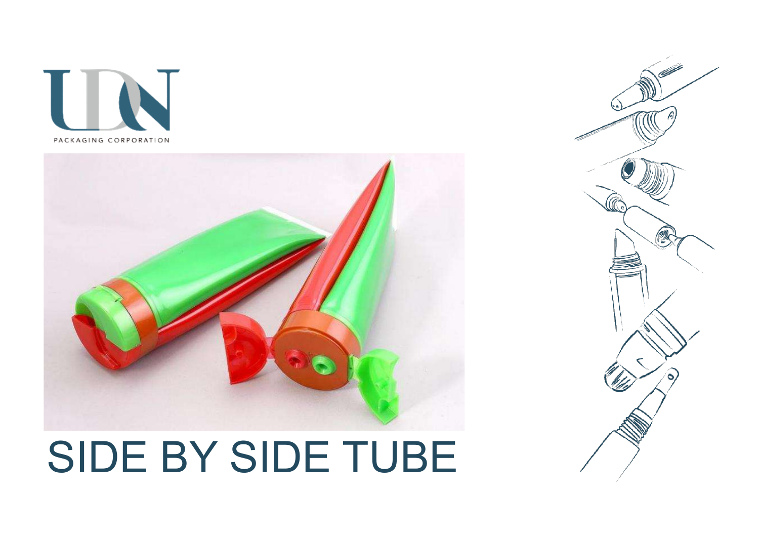PACKAGING CORPORATION

# SIDE BY SIDE TUBE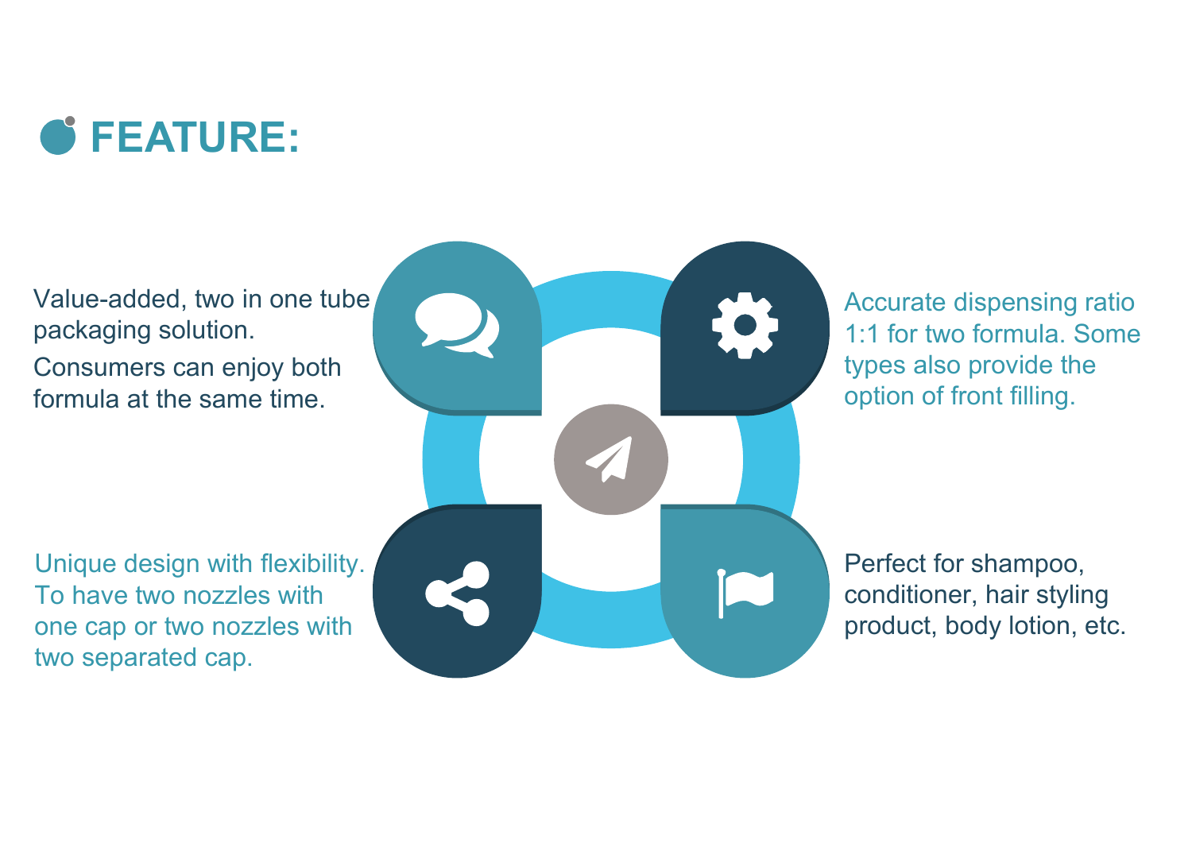## FEATURE:

Value-added, two in one tube packaging solution.

Consumers can enjoy both formula at the same time.

Accurate dispensing ratio 1:1 for two formula. Some types also provide the option of front filling.

Unique design with flexibility. To have two nozzles with one cap or two nozzles with two separated cap.

Perfect for shampoo, conditioner, hair styling product, body lotion, etc.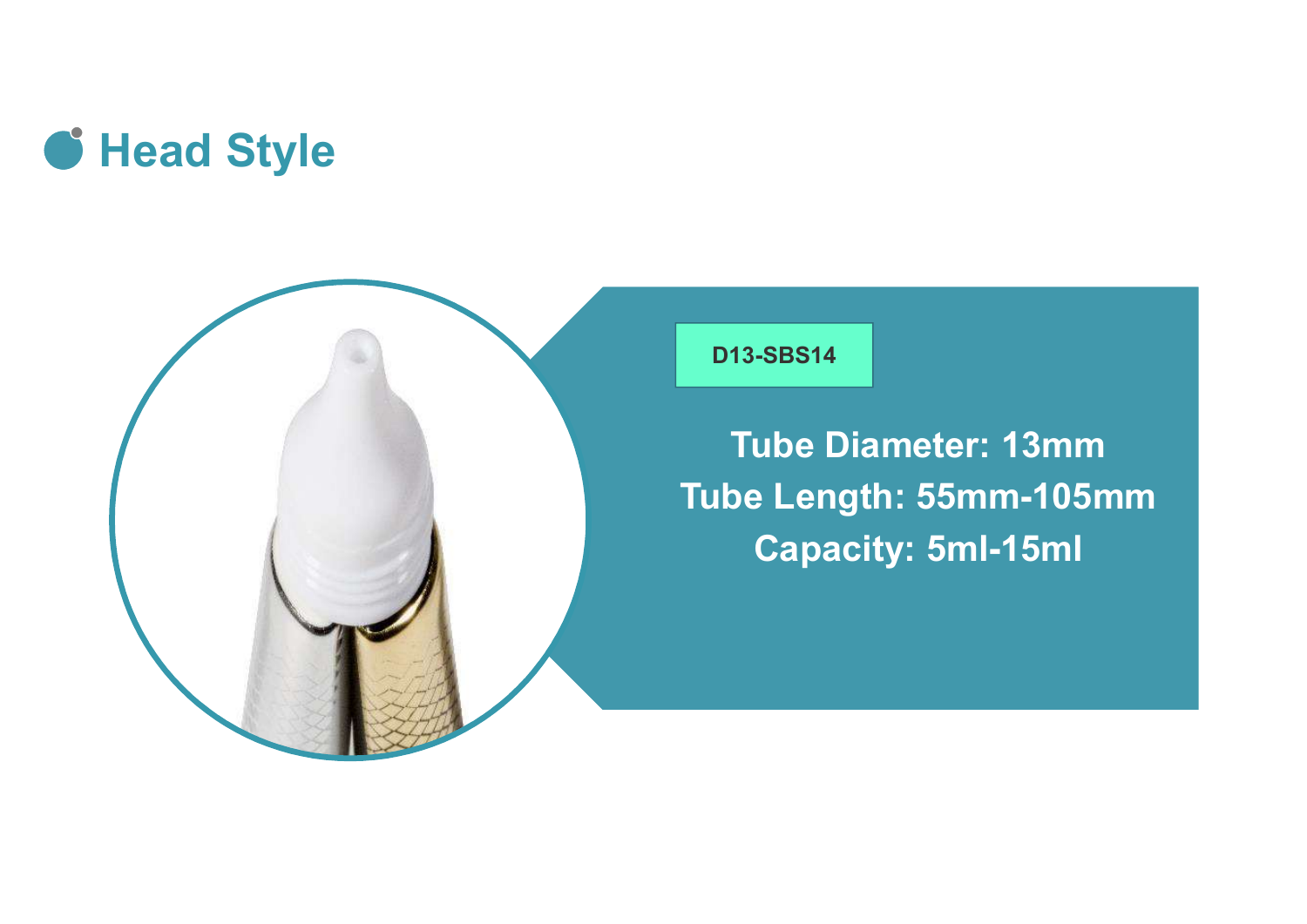# Head Style

**D13-SBS14**

**Tube Diameter: 13mm**
**Tube Length: 55mm-105mm**
**Capacity: 5ml-15ml**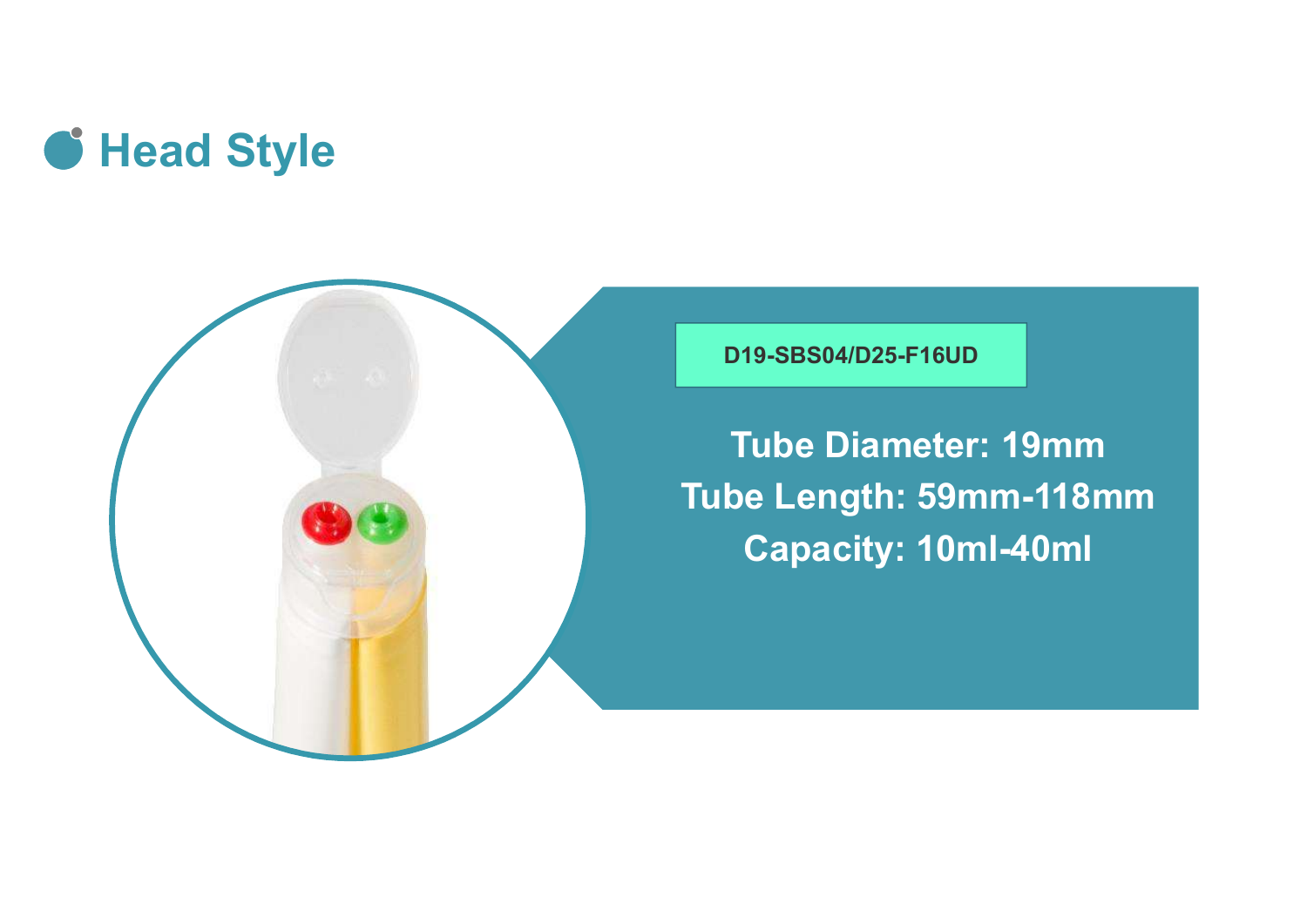# Head Style

**D19-SBS04/D25-F16UD**

**Tube Diameter: 19mm**
**Tube Length: 59mm-118mm**
**Capacity: 10ml-40ml**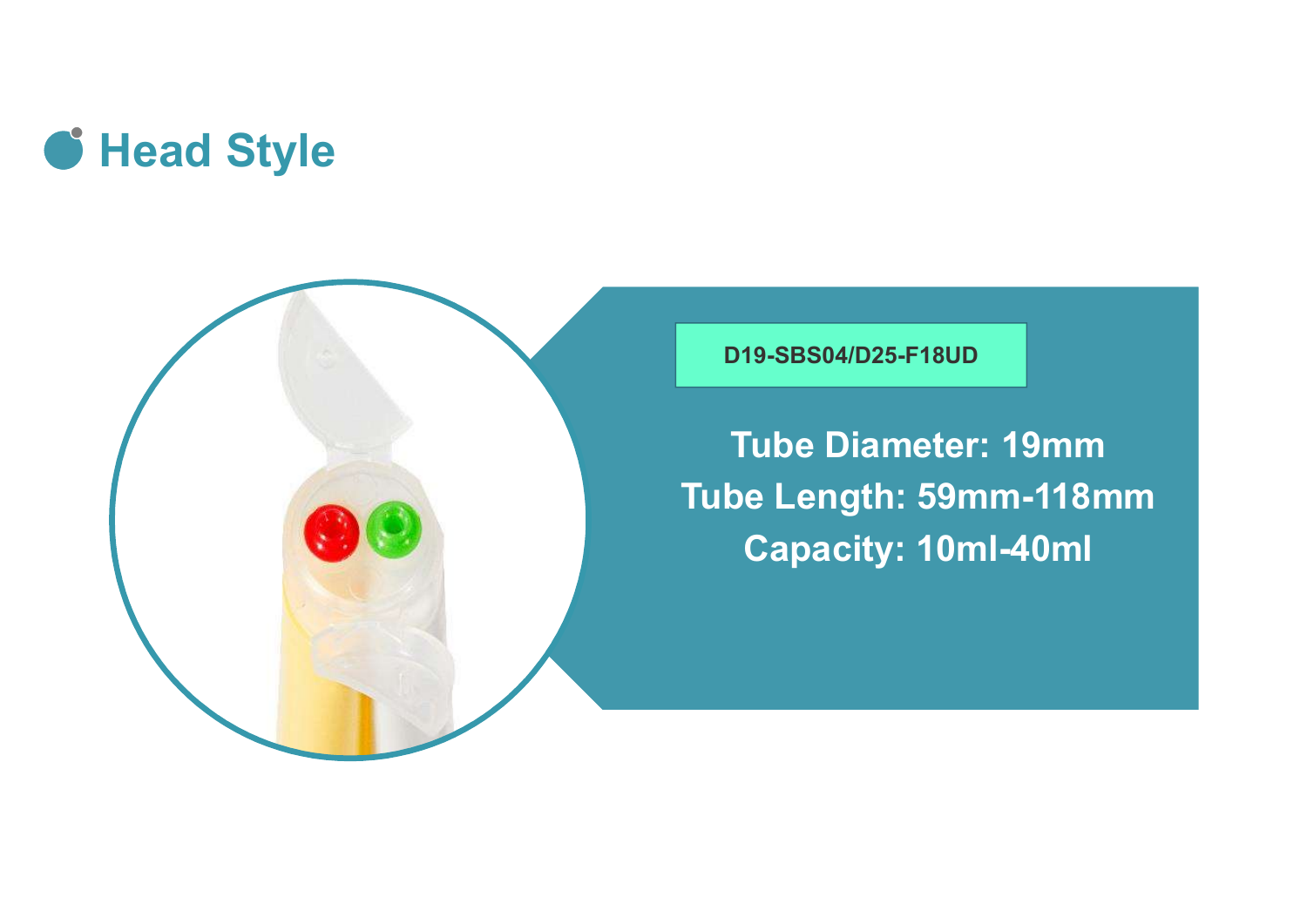# Head Style

**D19-SBS04/D25-F18UD**

**Tube Diameter: 19mm**

**Tube Length: 59mm-118mm**

**Capacity: 10ml-40ml**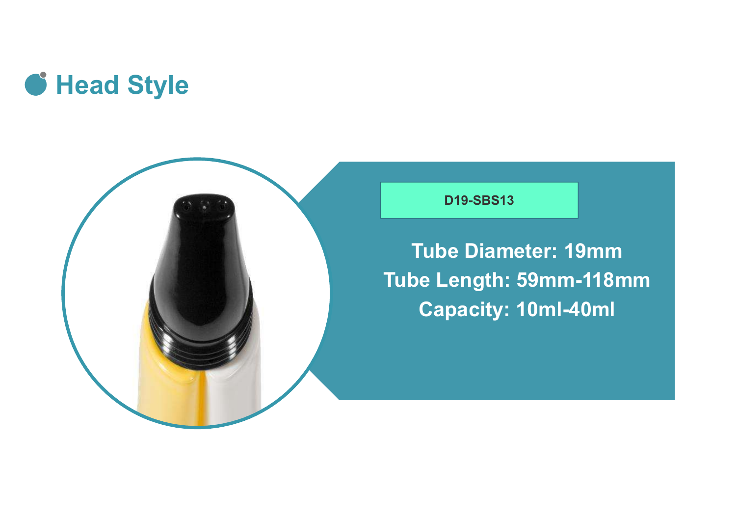# Head Style

**D19-SBS13**

**Tube Diameter: 19mm**
**Tube Length: 59mm-118mm**
**Capacity: 10ml-40ml**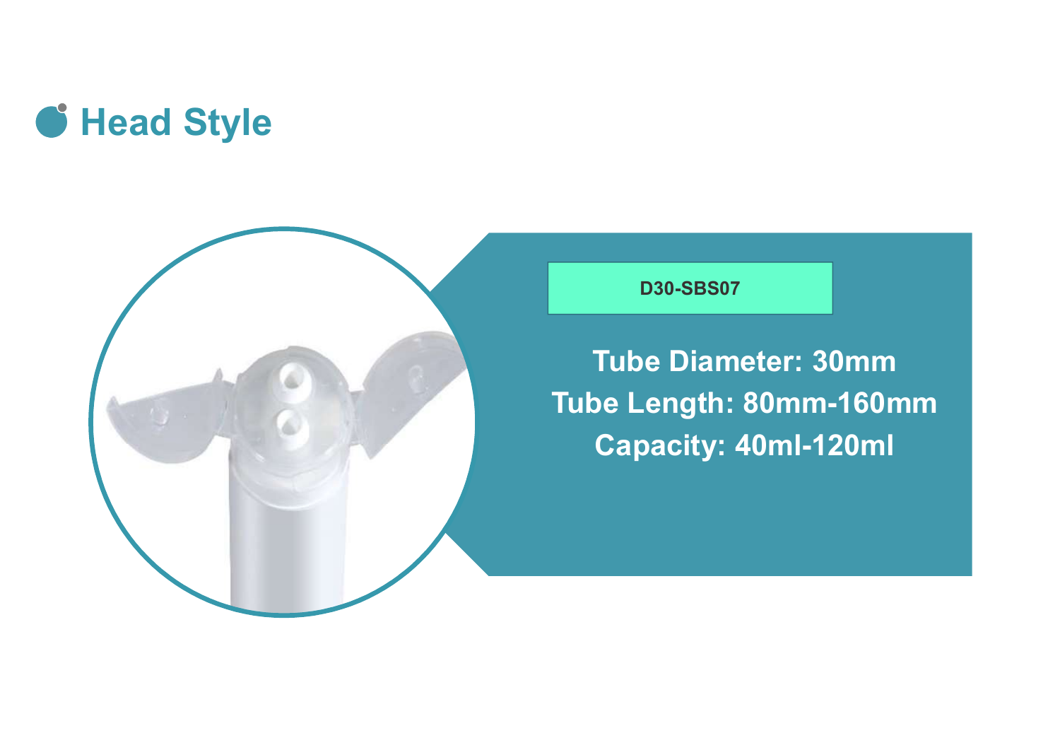# Head Style

**D30-SBS07**

**Tube Diameter: 30mm**
**Tube Length: 80mm-160mm**
**Capacity: 40ml-120ml**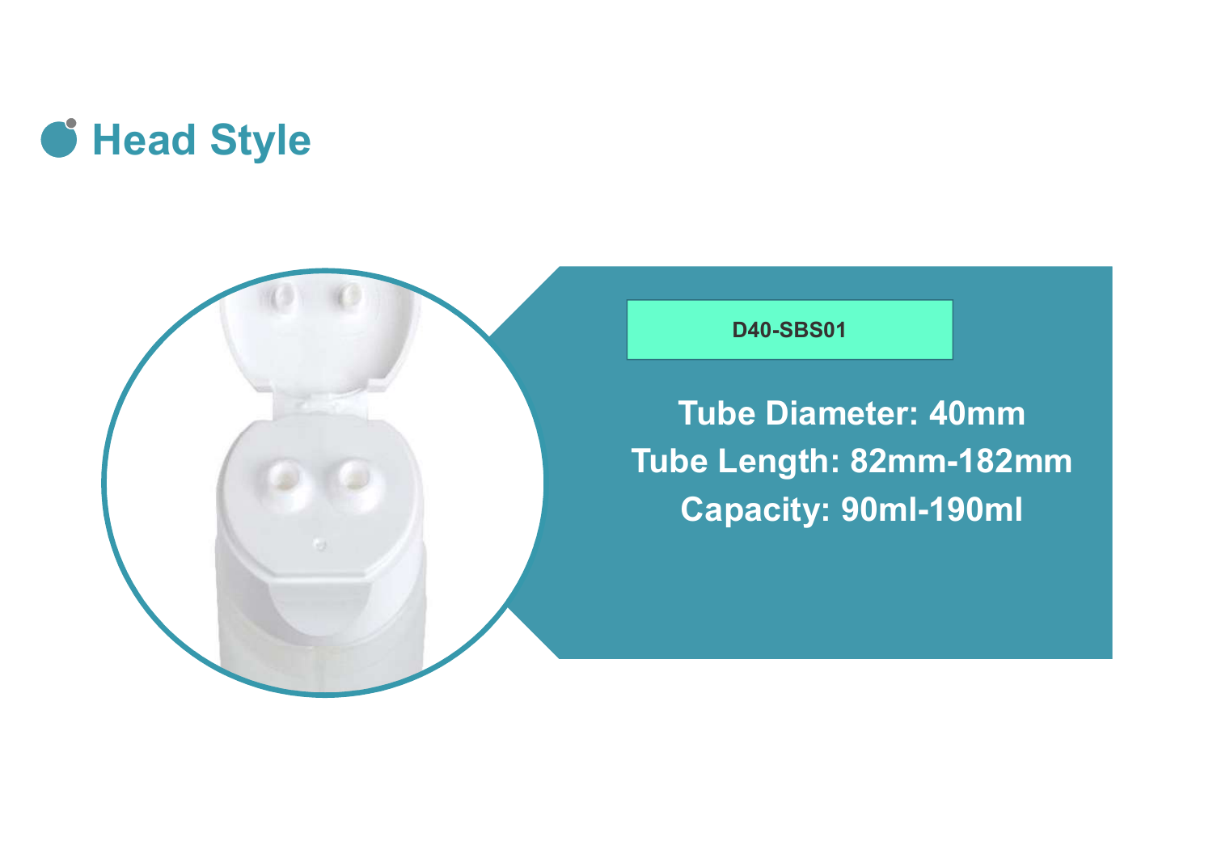# Head Style

**D40-SBS01**

**Tube Diameter: 40mm**
**Tube Length: 82mm-182mm**
**Capacity: 90ml-190ml**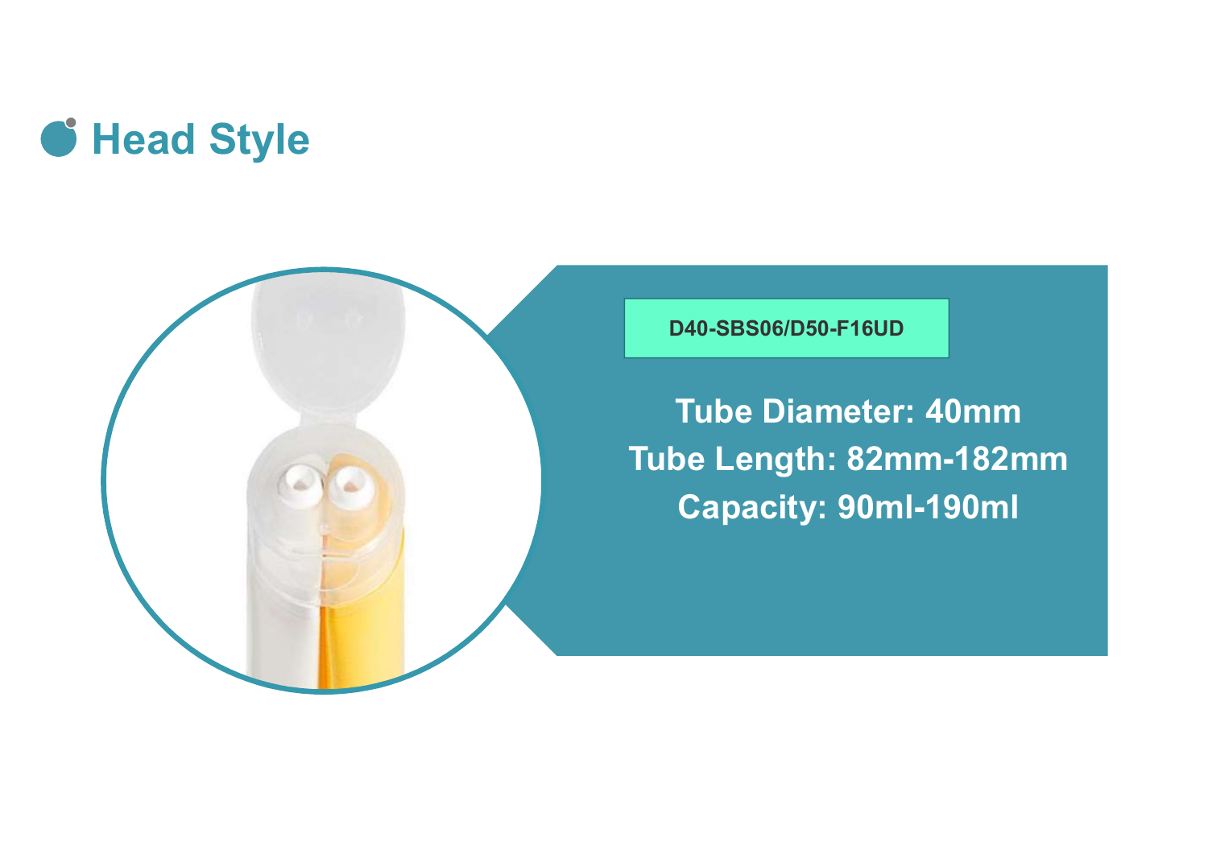# Head Style

**D40-SBS06/D50-F16UD**

**Tube Diameter: 40mm**
**Tube Length: 82mm-182mm**
**Capacity: 90ml-190ml**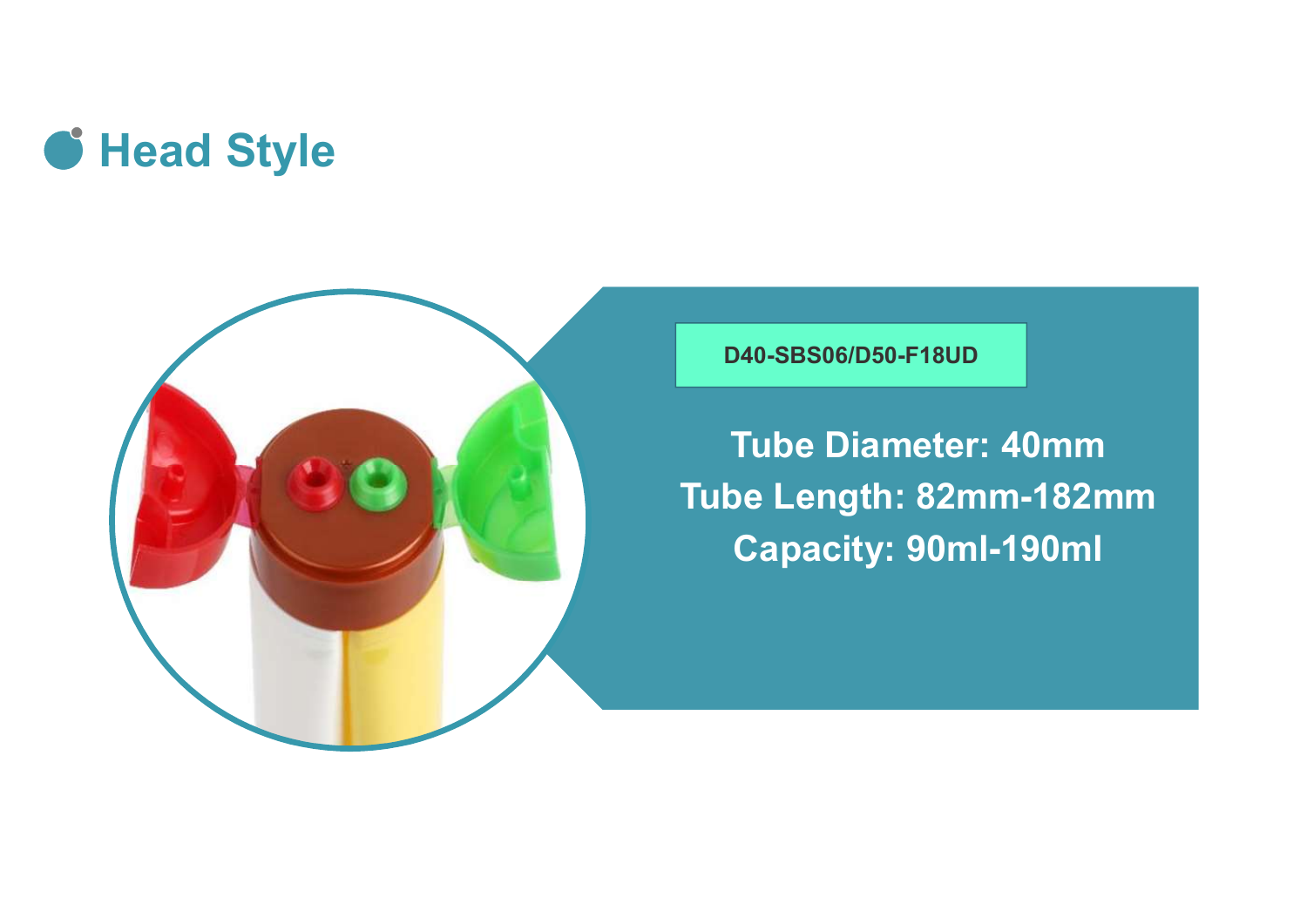# Head Style

**D40-SBS06/D50-F18UD**

**Tube Diameter: 40mm**

**Tube Length: 82mm-182mm**

**Capacity: 90ml-190ml**